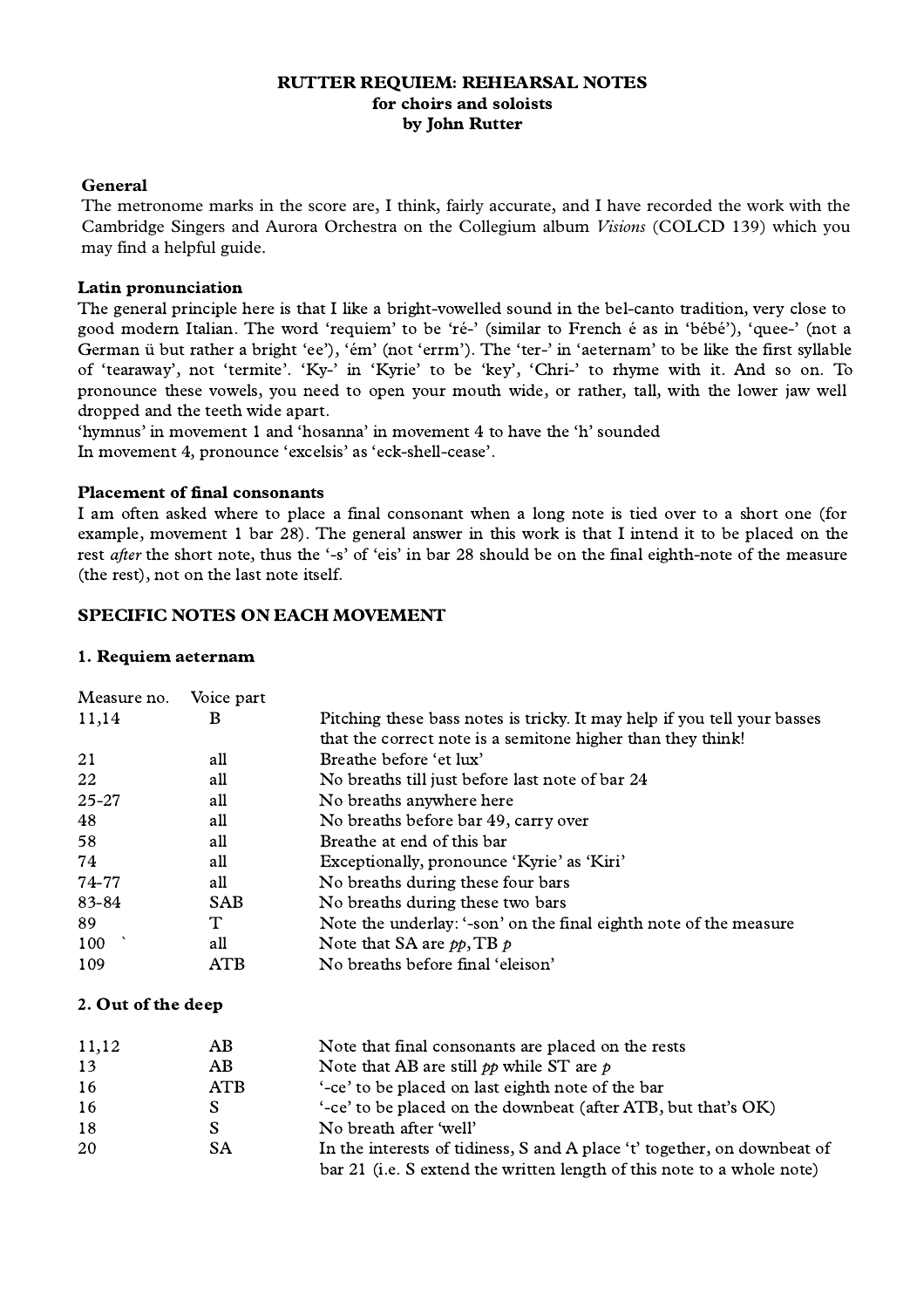# RUTTER REQUIEM: REHEARSAL NOTES
## for choirs and soloists
## by John Rutter

### General

The metronome marks in the score are, I think, fairly accurate, and I have recorded the work with the Cambridge Singers and Aurora Orchestra on the Collegium album *Visions* (COLCD 139) which you may find a helpful guide.

### Latin pronunciation

The general principle here is that I like a bright-vowelled sound in the bel-canto tradition, very close to good modern Italian. The word 'requiem' to be 'ré-' (similar to French é as in 'bébé'), 'quee-' (not a German ü but rather a bright 'ee'), 'ém' (not 'errm'). The 'ter-' in 'aeternam' to be like the first syllable of 'tearaway', not 'termite'. 'Ky-' in 'Kyrie' to be 'key', 'Chri-' to rhyme with it. And so on. To pronounce these vowels, you need to open your mouth wide, or rather, tall, with the lower jaw well dropped and the teeth wide apart.

'hymnus' in movement 1 and 'hosanna' in movement 4 to have the 'h' sounded

In movement 4, pronounce 'excelsis' as 'eck-shell-cease'.

### Placement of final consonants

I am often asked where to place a final consonant when a long note is tied over to a short one (for example, movement 1 bar 28). The general answer in this work is that I intend it to be placed on the rest *after* the short note, thus the '-s' of 'eis' in bar 28 should be on the final eighth-note of the measure (the rest), not on the last note itself.

## SPECIFIC NOTES ON EACH MOVEMENT

### 1. Requiem aeternam

| Measure no. | Voice part | |
|---|---|---|
| 11,14 | B | Pitching these bass notes is tricky. It may help if you tell your basses that the correct note is a semitone higher than they think! |
| 21 | all | Breathe before 'et lux' |
| 22 | all | No breaths till just before last note of bar 24 |
| 25-27 | all | No breaths anywhere here |
| 48 | all | No breaths before bar 49, carry over |
| 58 | all | Breathe at end of this bar |
| 74 | all | Exceptionally, pronounce 'Kyrie' as 'Kiri' |
| 74-77 | all | No breaths during these four bars |
| 83-84 | SAB | No breaths during these two bars |
| 89 | T | Note the underlay: '-son' on the final eighth note of the measure |
| 100 ` | all | Note that SA are *pp*, TB *p* |
| 109 | ATB | No breaths before final 'eleison' |

### 2. Out of the deep

| | | |
|---|---|---|
| 11,12 | AB | Note that final consonants are placed on the rests |
| 13 | AB | Note that AB are still *pp* while ST are *p* |
| 16 | ATB | '-ce' to be placed on last eighth note of the bar |
| 16 | S | '-ce' to be placed on the downbeat (after ATB, but that's OK) |
| 18 | S | No breath after 'well' |
| 20 | SA | In the interests of tidiness, S and A place 't' together, on downbeat of bar 21 (i.e. S extend the written length of this note to a whole note) |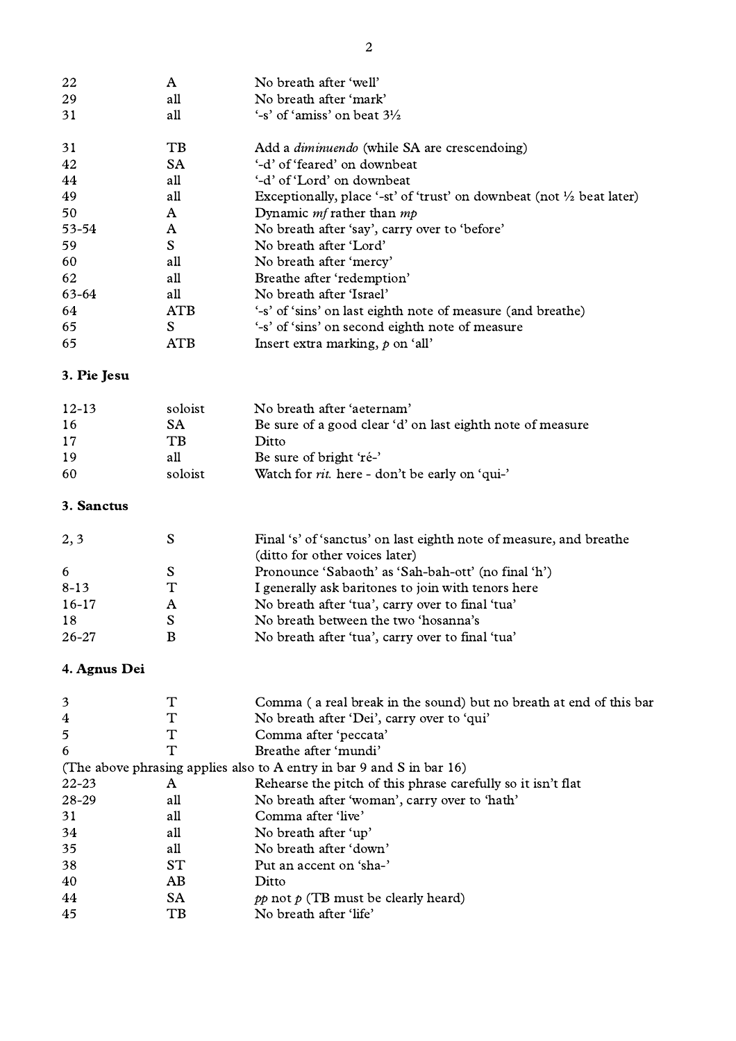| | | |
|---|---|---|
| 22 | A | No breath after 'well' |
| 29 | all | No breath after 'mark' |
| 31 | all | '-s' of 'amiss' on beat 3½ |
| | | |
| 31 | TB | Add a *diminuendo* (while SA are crescendoing) |
| 42 | SA | '-d' of 'feared' on downbeat |
| 44 | all | '-d' of 'Lord' on downbeat |
| 49 | all | Exceptionally, place '-st' of 'trust' on downbeat (not ½ beat later) |
| 50 | A | Dynamic *mf* rather than *mp* |
| 53-54 | A | No breath after 'say', carry over to 'before' |
| 59 | S | No breath after 'Lord' |
| 60 | all | No breath after 'mercy' |
| 62 | all | Breathe after 'redemption' |
| 63-64 | all | No breath after 'Israel' |
| 64 | ATB | '-s' of 'sins' on last eighth note of measure (and breathe) |
| 65 | S | '-s' of 'sins' on second eighth note of measure |
| 65 | ATB | Insert extra marking, *p* on 'all' |

**3. Pie Jesu**

| | | |
|---|---|---|
| 12-13 | soloist | No breath after 'aeternam' |
| 16 | SA | Be sure of a good clear 'd' on last eighth note of measure |
| 17 | TB | Ditto |
| 19 | all | Be sure of bright 'ré-' |
| 60 | soloist | Watch for *rit.* here - don't be early on 'qui-' |

**3. Sanctus**

| | | |
|---|---|---|
| 2, 3 | S | Final 's' of 'sanctus' on last eighth note of measure, and breathe (ditto for other voices later) |
| 6 | S | Pronounce 'Sabaoth' as 'Sah-bah-ott' (no final 'h') |
| 8-13 | T | I generally ask baritones to join with tenors here |
| 16-17 | A | No breath after 'tua', carry over to final 'tua' |
| 18 | S | No breath between the two 'hosanna's |
| 26-27 | B | No breath after 'tua', carry over to final 'tua' |

**4. Agnus Dei**

| | | |
|---|---|---|
| 3 | T | Comma ( a real break in the sound) but no breath at end of this bar |
| 4 | T | No breath after 'Dei', carry over to 'qui' |
| 5 | T | Comma after 'peccata' |
| 6 | T | Breathe after 'mundi' |
| (The above phrasing applies also to A entry in bar 9 and S in bar 16) | | |
| 22-23 | A | Rehearse the pitch of this phrase carefully so it isn't flat |
| 28-29 | all | No breath after 'woman', carry over to 'hath' |
| 31 | all | Comma after 'live' |
| 34 | all | No breath after 'up' |
| 35 | all | No breath after 'down' |
| 38 | ST | Put an accent on 'sha-' |
| 40 | AB | Ditto |
| 44 | SA | *pp* not *p* (TB must be clearly heard) |
| 45 | TB | No breath after 'life' |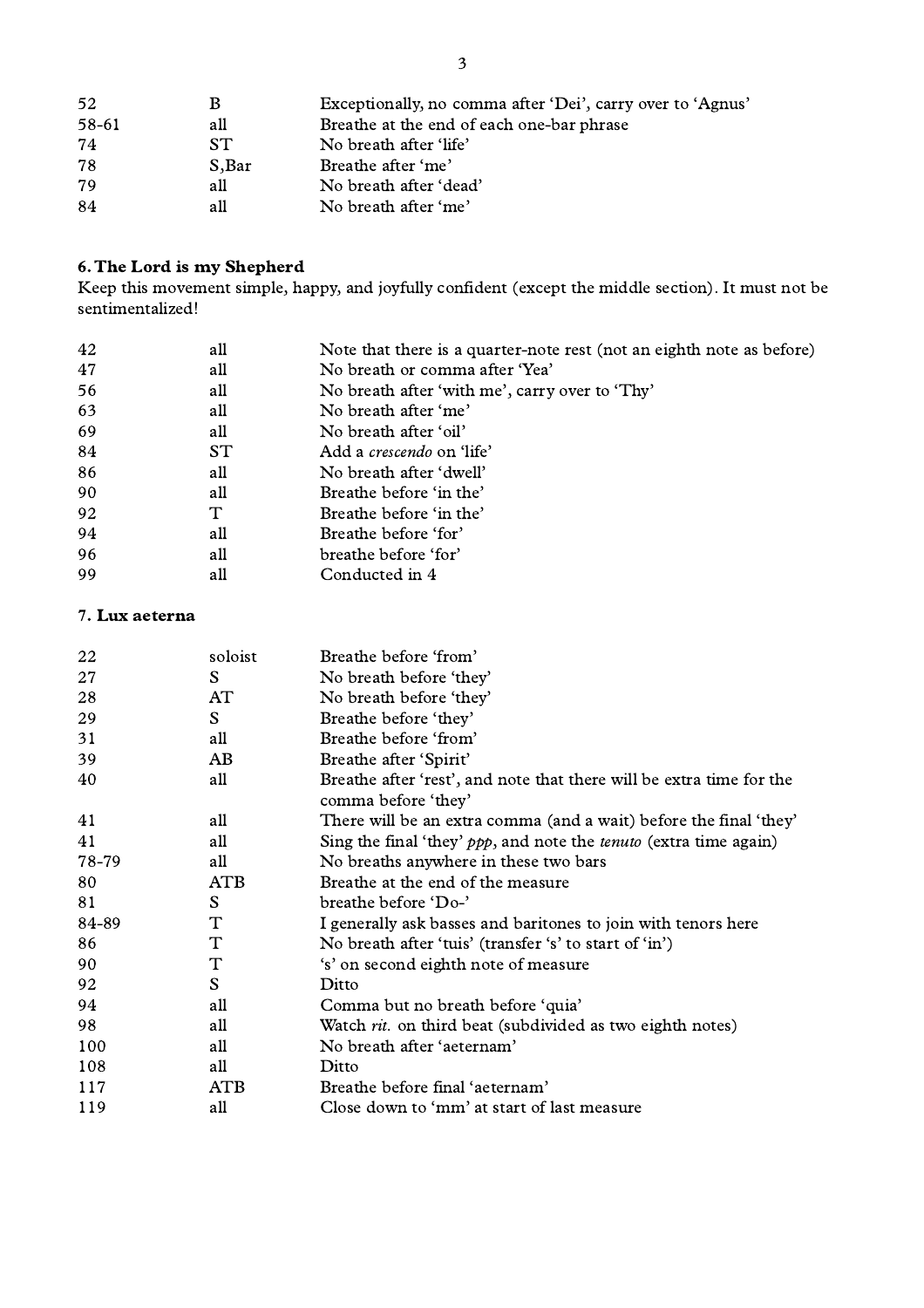| | | |
|---|---|---|
| 52 | B | Exceptionally, no comma after 'Dei', carry over to 'Agnus' |
| 58-61 | all | Breathe at the end of each one-bar phrase |
| 74 | ST | No breath after 'life' |
| 78 | S,Bar | Breathe after 'me' |
| 79 | all | No breath after 'dead' |
| 84 | all | No breath after 'me' |

### 6. The Lord is my Shepherd

Keep this movement simple, happy, and joyfully confident (except the middle section). It must not be sentimentalized!

| | | |
|---|---|---|
| 42 | all | Note that there is a quarter-note rest (not an eighth note as before) |
| 47 | all | No breath or comma after 'Yea' |
| 56 | all | No breath after 'with me', carry over to 'Thy' |
| 63 | all | No breath after 'me' |
| 69 | all | No breath after 'oil' |
| 84 | ST | Add a *crescendo* on 'life' |
| 86 | all | No breath after 'dwell' |
| 90 | all | Breathe before 'in the' |
| 92 | T | Breathe before 'in the' |
| 94 | all | Breathe before 'for' |
| 96 | all | breathe before 'for' |
| 99 | all | Conducted in 4 |

### 7. Lux aeterna

| | | |
|---|---|---|
| 22 | soloist | Breathe before 'from' |
| 27 | S | No breath before 'they' |
| 28 | AT | No breath before 'they' |
| 29 | S | Breathe before 'they' |
| 31 | all | Breathe before 'from' |
| 39 | AB | Breathe after 'Spirit' |
| 40 | all | Breathe after 'rest', and note that there will be extra time for the comma before 'they' |
| 41 | all | There will be an extra comma (and a wait) before the final 'they' |
| 41 | all | Sing the final 'they' *ppp*, and note the *tenuto* (extra time again) |
| 78-79 | all | No breaths anywhere in these two bars |
| 80 | ATB | Breathe at the end of the measure |
| 81 | S | breathe before 'Do-' |
| 84-89 | T | I generally ask basses and baritones to join with tenors here |
| 86 | T | No breath after 'tuis' (transfer 's' to start of 'in') |
| 90 | T | 's' on second eighth note of measure |
| 92 | S | Ditto |
| 94 | all | Comma but no breath before 'quia' |
| 98 | all | Watch *rit.* on third beat (subdivided as two eighth notes) |
| 100 | all | No breath after 'aeternam' |
| 108 | all | Ditto |
| 117 | ATB | Breathe before final 'aeternam' |
| 119 | all | Close down to 'mm' at start of last measure |